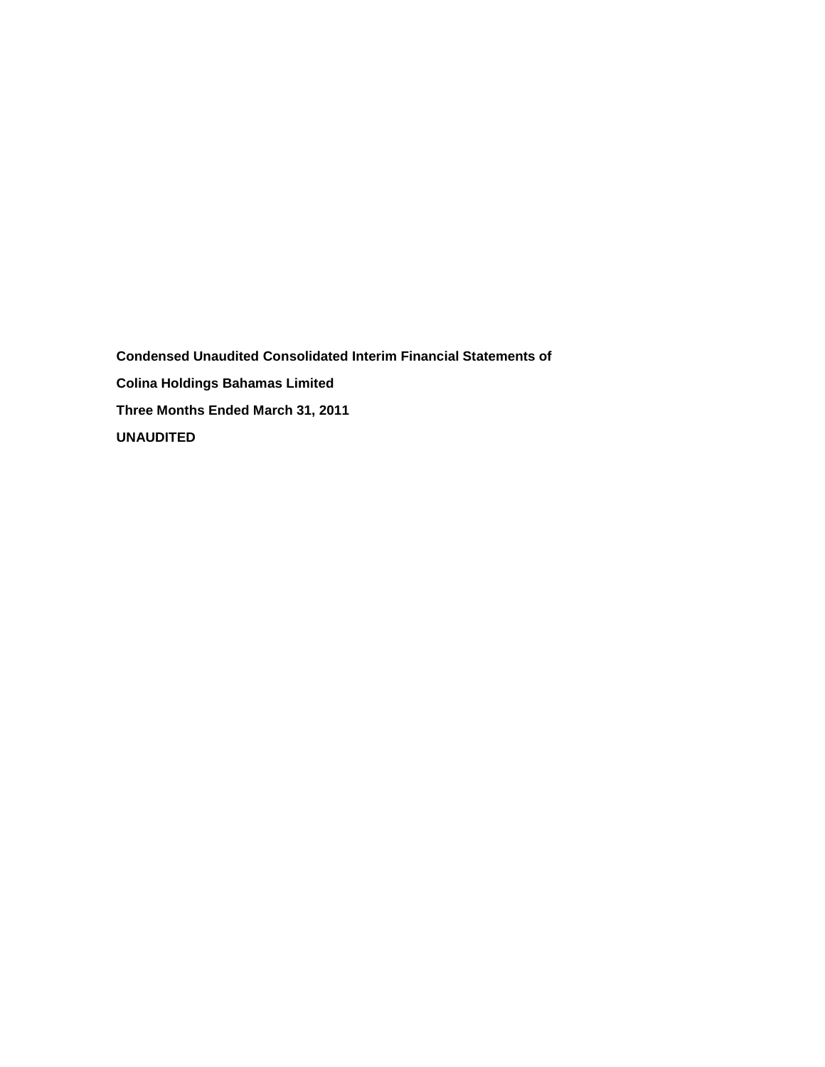**Condensed Unaudited Consolidated Interim Financial Statements of**

**Colina Holdings Bahamas Limited**

**Three Months Ended March 31, 2011**

**UNAUDITED**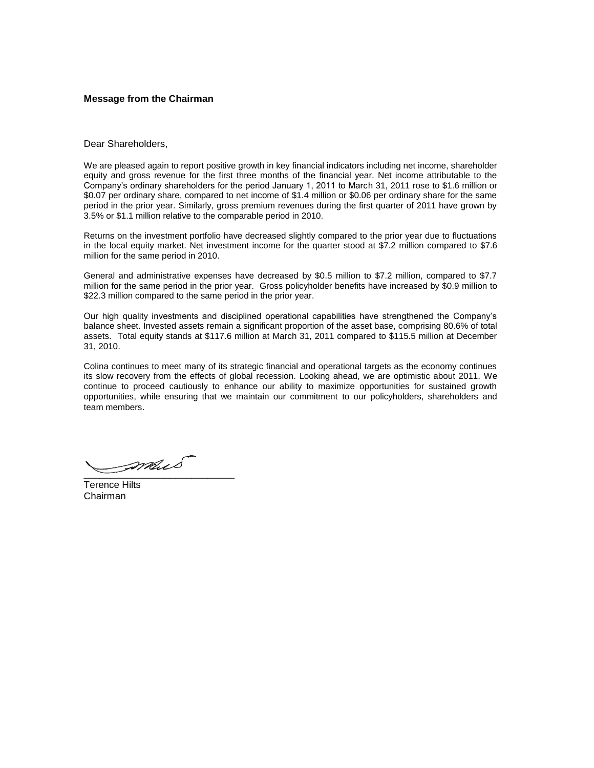## Message from the Chairman

Dear Shareholders,

We are pleased again to report positive growth in key financial indicators including net income, shareholder equity and gross revenue for the first three months of the financial year. Net income attributable to the Company's ordinary shareholders for the period January 1, 2011 to March 31, 2011 rose to $1.6 million or $0.07 per ordinary share, compared to net income of $1.4 million or $0.06 per ordinary share for the same period in the prior year. Similarly, gross premium revenues during the first quarter of 2011 have grown by 3.5% or $1.1 million relative to the comparable period in 2010.

Returns on the investment portfolio have decreased slightly compared to the prior year due to fluctuations in the local equity market. Net investment income for the quarter stood at $7.2 million compared to $7.6 million for the same period in 2010.

General and administrative expenses have decreased by $0.5 million to $7.2 million, compared to $7.7 million for the same period in the prior year. Gross policyholder benefits have increased by $0.9 million to $22.3 million compared to the same period in the prior year.

Our high quality investments and disciplined operational capabilities have strengthened the Company's balance sheet. Invested assets remain a significant proportion of the asset base, comprising 80.6% of total assets. Total equity stands at $117.6 million at March 31, 2011 compared to $115.5 million at December 31, 2010.

Colina continues to meet many of its strategic financial and operational targets as the economy continues its slow recovery from the effects of global recession. Looking ahead, we are optimistic about 2011. We continue to proceed cautiously to enhance our ability to maximize opportunities for sustained growth opportunities, while ensuring that we maintain our commitment to our policyholders, shareholders and team members.

\_\_\_\_\_\_\_\_\_\_\_\_\_\_\_\_\_\_\_\_\_\_\_\_\_\_\_\_

Terence Hilts
Chairman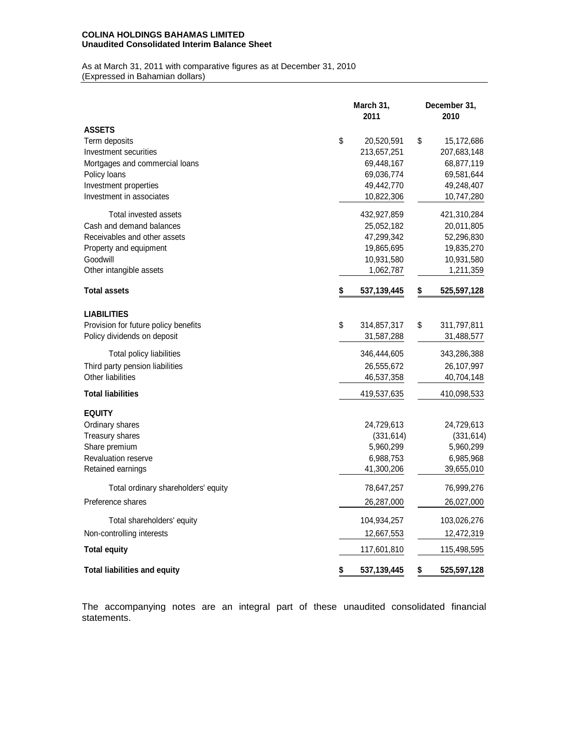**COLINA HOLDINGS BAHAMAS LIMITED**
**Unaudited Consolidated Interim Balance Sheet**

As at March 31, 2011 with comparative figures as at December 31, 2010
(Expressed in Bahamian dollars)

| | March 31, 2011 | December 31, 2010 |
|---|---|---|
| **ASSETS** | | |
| Term deposits | $ 20,520,591 | $ 15,172,686 |
| Investment securities | 213,657,251 | 207,683,148 |
| Mortgages and commercial loans | 69,448,167 | 68,877,119 |
| Policy loans | 69,036,774 | 69,581,644 |
| Investment properties | 49,442,770 | 49,248,407 |
| Investment in associates | 10,822,306 | 10,747,280 |
| Total invested assets | 432,927,859 | 421,310,284 |
| Cash and demand balances | 25,052,182 | 20,011,805 |
| Receivables and other assets | 47,299,342 | 52,296,830 |
| Property and equipment | 19,865,695 | 19,835,270 |
| Goodwill | 10,931,580 | 10,931,580 |
| Other intangible assets | 1,062,787 | 1,211,359 |
| **Total assets** | **$ 537,139,445** | **$ 525,597,128** |
| **LIABILITIES** | | |
| Provision for future policy benefits | $ 314,857,317 | $ 311,797,811 |
| Policy dividends on deposit | 31,587,288 | 31,488,577 |
| Total policy liabilities | 346,444,605 | 343,286,388 |
| Third party pension liabilities | 26,555,672 | 26,107,997 |
| Other liabilities | 46,537,358 | 40,704,148 |
| **Total liabilities** | 419,537,635 | 410,098,533 |
| **EQUITY** | | |
| Ordinary shares | 24,729,613 | 24,729,613 |
| Treasury shares | (331,614) | (331,614) |
| Share premium | 5,960,299 | 5,960,299 |
| Revaluation reserve | 6,988,753 | 6,985,968 |
| Retained earnings | 41,300,206 | 39,655,010 |
| Total ordinary shareholders' equity | 78,647,257 | 76,999,276 |
| Preference shares | 26,287,000 | 26,027,000 |
| Total shareholders' equity | 104,934,257 | 103,026,276 |
| Non-controlling interests | 12,667,553 | 12,472,319 |
| **Total equity** | 117,601,810 | 115,498,595 |
| **Total liabilities and equity** | **$ 537,139,445** | **$ 525,597,128** |

The accompanying notes are an integral part of these unaudited consolidated financial statements.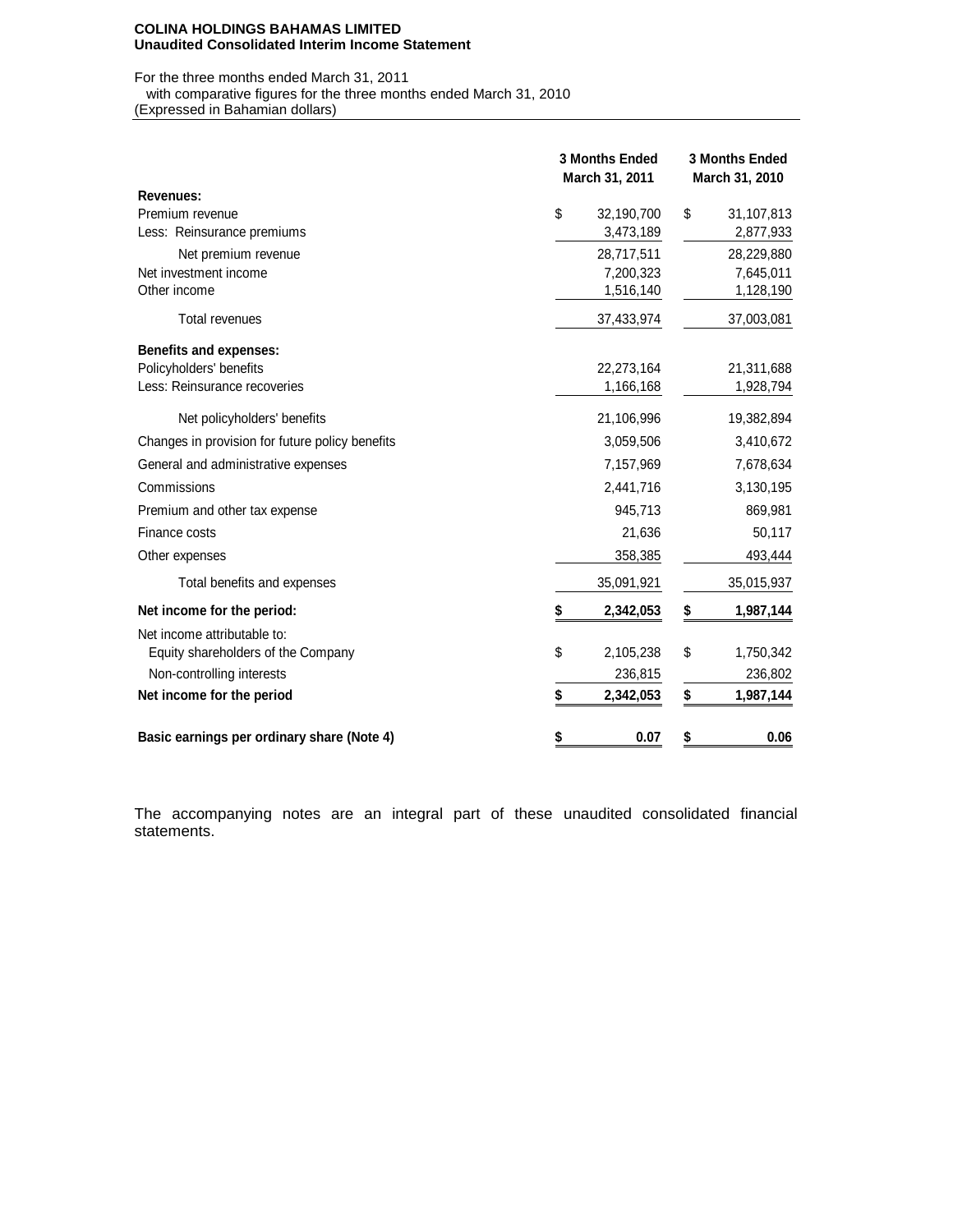**COLINA HOLDINGS BAHAMAS LIMITED**
**Unaudited Consolidated Interim Income Statement**

For the three months ended March 31, 2011
with comparative figures for the three months ended March 31, 2010
(Expressed in Bahamian dollars)

| | 3 Months Ended March 31, 2011 | 3 Months Ended March 31, 2010 |
|---|---|---|
| **Revenues:** | | |
| Premium revenue | $ 32,190,700 | $ 31,107,813 |
| Less: Reinsurance premiums | 3,473,189 | 2,877,933 |
| Net premium revenue | 28,717,511 | 28,229,880 |
| Net investment income | 7,200,323 | 7,645,011 |
| Other income | 1,516,140 | 1,128,190 |
| Total revenues | 37,433,974 | 37,003,081 |
| **Benefits and expenses:** | | |
| Policyholders' benefits | 22,273,164 | 21,311,688 |
| Less: Reinsurance recoveries | 1,166,168 | 1,928,794 |
| Net policyholders' benefits | 21,106,996 | 19,382,894 |
| Changes in provision for future policy benefits | 3,059,506 | 3,410,672 |
| General and administrative expenses | 7,157,969 | 7,678,634 |
| Commissions | 2,441,716 | 3,130,195 |
| Premium and other tax expense | 945,713 | 869,981 |
| Finance costs | 21,636 | 50,117 |
| Other expenses | 358,385 | 493,444 |
| Total benefits and expenses | 35,091,921 | 35,015,937 |
| **Net income for the period:** | **$ 2,342,053** | **$ 1,987,144** |
| Net income attributable to: | | |
| Equity shareholders of the Company | $ 2,105,238 | $ 1,750,342 |
| Non-controlling interests | 236,815 | 236,802 |
| **Net income for the period** | **$ 2,342,053** | **$ 1,987,144** |
| **Basic earnings per ordinary share (Note 4)** | **$ 0.07** | **$ 0.06** |

The accompanying notes are an integral part of these unaudited consolidated financial statements.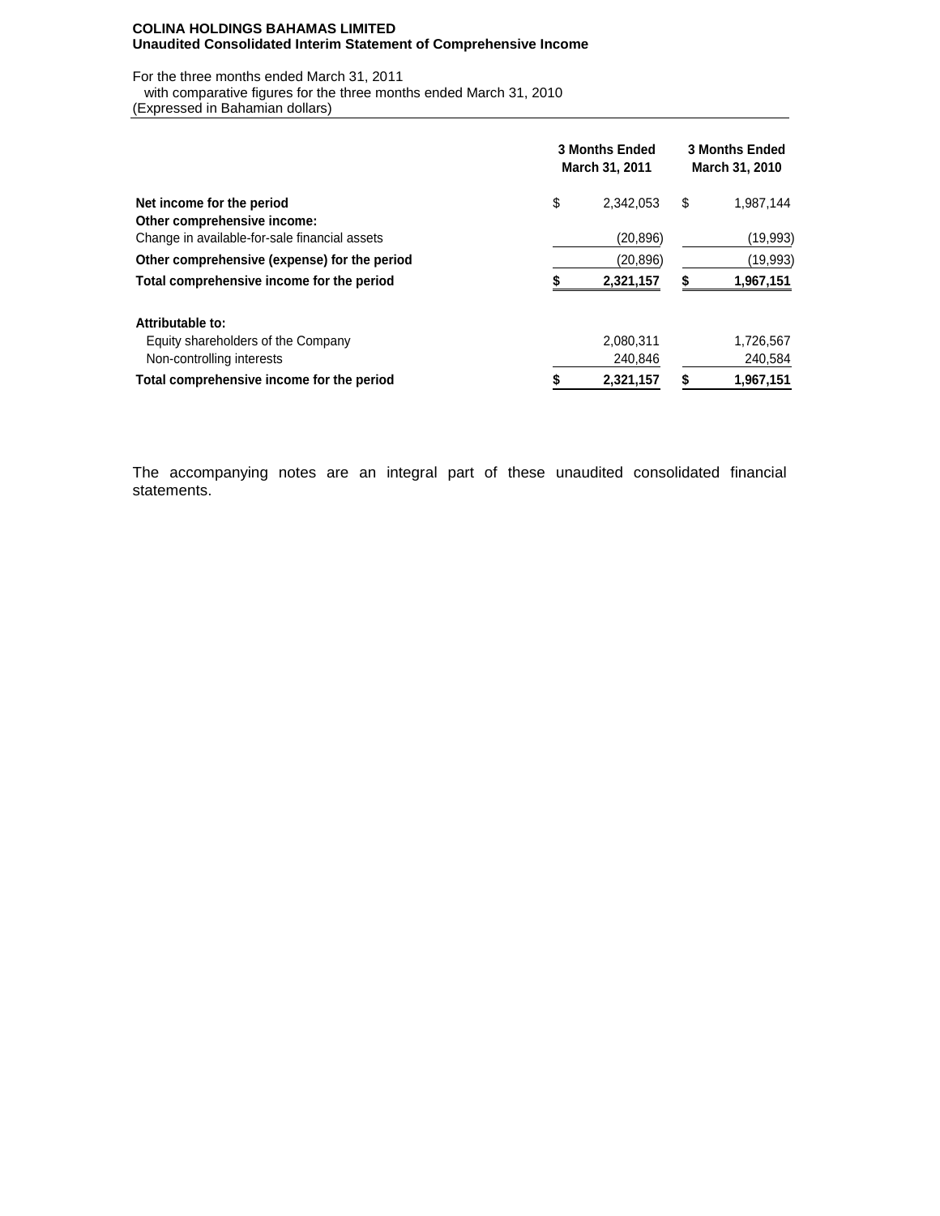**COLINA HOLDINGS BAHAMAS LIMITED**
**Unaudited Consolidated Interim Statement of Comprehensive Income**

For the three months ended March 31, 2011
with comparative figures for the three months ended March 31, 2010
(Expressed in Bahamian dollars)

| | 3 Months Ended March 31, 2011 | 3 Months Ended March 31, 2010 |
|---|---|---|
| **Net income for the period** | $ 2,342,053 | $ 1,987,144 |
| **Other comprehensive income:** | | |
| Change in available-for-sale financial assets | (20,896) | (19,993) |
| **Other comprehensive (expense) for the period** | (20,896) | (19,993) |
| **Total comprehensive income for the period** | **$ 2,321,157** | **$ 1,967,151** |
| | | |
| **Attributable to:** | | |
| Equity shareholders of the Company | 2,080,311 | 1,726,567 |
| Non-controlling interests | 240,846 | 240,584 |
| **Total comprehensive income for the period** | **$ 2,321,157** | **$ 1,967,151** |

The accompanying notes are an integral part of these unaudited consolidated financial statements.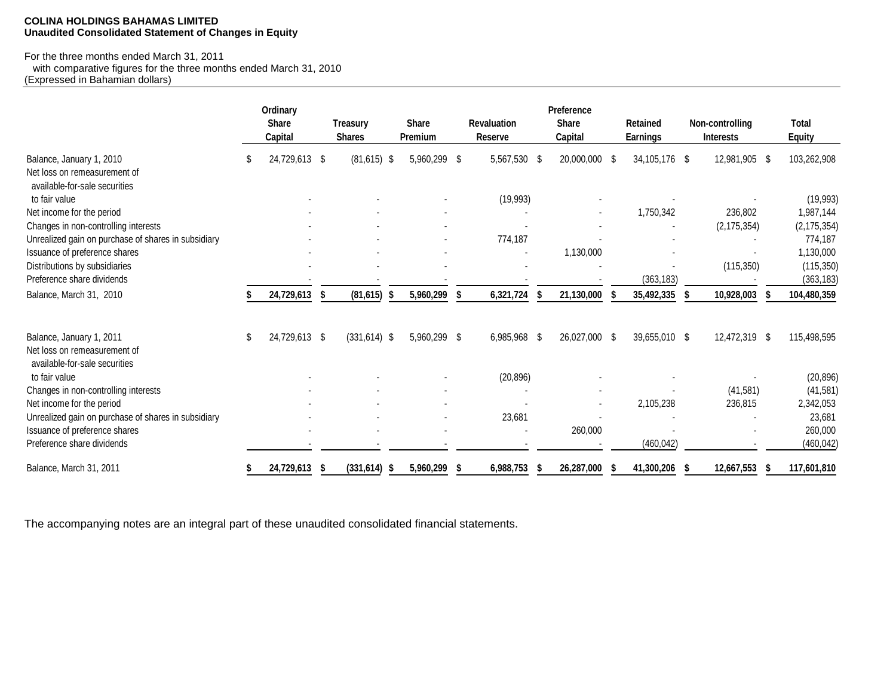**COLINA HOLDINGS BAHAMAS LIMITED**
**Unaudited Consolidated Statement of Changes in Equity**

For the three months ended March 31, 2011
with comparative figures for the three months ended March 31, 2010
(Expressed in Bahamian dollars)

| | Ordinary Share Capital | Treasury Shares | Share Premium | Revaluation Reserve | Preference Share Capital | Retained Earnings | Non-controlling Interests | Total Equity |
|---|---|---|---|---|---|---|---|---|
| Balance, January 1, 2010 | $ 24,729,613 | $ (81,615) | $ 5,960,299 | $ 5,567,530 | $ 20,000,000 | $ 34,105,176 | $ 12,981,905 | $ 103,262,908 |
| Net loss on remeasurement of available-for-sale securities to fair value | - | - | - | (19,993) | - | - | - | (19,993) |
| Net income for the period | - | - | - | - | - | 1,750,342 | 236,802 | 1,987,144 |
| Changes in non-controlling interests | - | - | - | - | - | - | (2,175,354) | (2,175,354) |
| Unrealized gain on purchase of shares in subsidiary | - | - | - | 774,187 | - | - | - | 774,187 |
| Issuance of preference shares | - | - | - | - | 1,130,000 | - | - | 1,130,000 |
| Distributions by subsidiaries | - | - | - | - | - | - | (115,350) | (115,350) |
| Preference share dividends | - | - | - | - | - | (363,183) | - | (363,183) |
| **Balance, March 31, 2010** | **$ 24,729,613** | **$ (81,615)** | **$ 5,960,299** | **$ 6,321,724** | **$ 21,130,000** | **$ 35,492,335** | **$ 10,928,003** | **$ 104,480,359** |
| | | | | | | | | |
| Balance, January 1, 2011 | $ 24,729,613 | $ (331,614) | $ 5,960,299 | $ 6,985,968 | $ 26,027,000 | $ 39,655,010 | $ 12,472,319 | $ 115,498,595 |
| Net loss on remeasurement of available-for-sale securities to fair value | - | - | - | (20,896) | - | - | - | (20,896) |
| Changes in non-controlling interests | - | - | - | - | - | - | (41,581) | (41,581) |
| Net income for the period | - | - | - | - | - | 2,105,238 | 236,815 | 2,342,053 |
| Unrealized gain on purchase of shares in subsidiary | - | - | - | 23,681 | - | - | - | 23,681 |
| Issuance of preference shares | - | - | - | - | 260,000 | - | - | 260,000 |
| Preference share dividends | - | - | - | - | - | (460,042) | - | (460,042) |
| **Balance, March 31, 2011** | **$ 24,729,613** | **$ (331,614)** | **$ 5,960,299** | **$ 6,988,753** | **$ 26,287,000** | **$ 41,300,206** | **$ 12,667,553** | **$ 117,601,810** |

The accompanying notes are an integral part of these unaudited consolidated financial statements.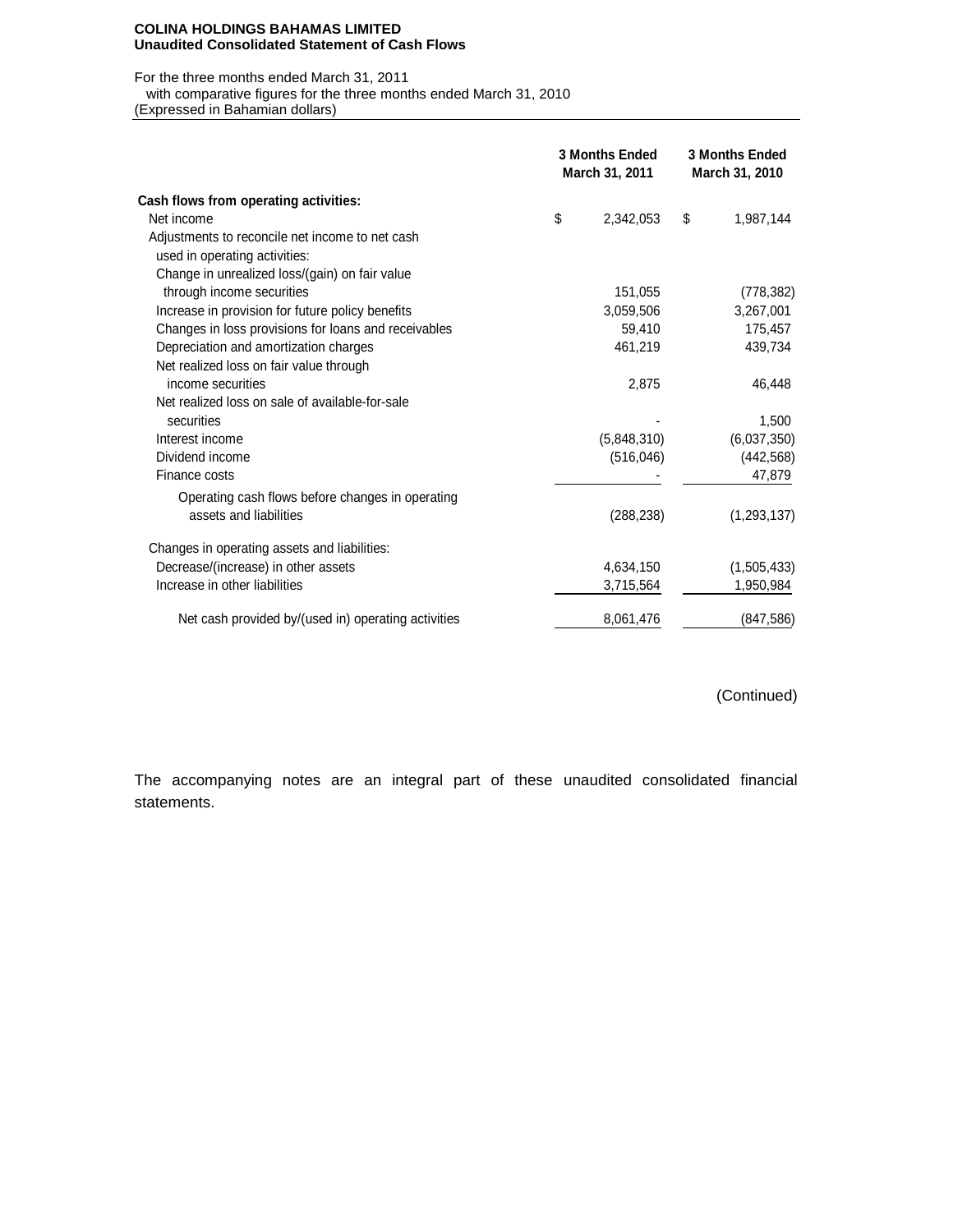**COLINA HOLDINGS BAHAMAS LIMITED**
**Unaudited Consolidated Statement of Cash Flows**

For the three months ended March 31, 2011
with comparative figures for the three months ended March 31, 2010
(Expressed in Bahamian dollars)

| | 3 Months Ended March 31, 2011 | 3 Months Ended March 31, 2010 |
|---|---|---|
| **Cash flows from operating activities:** | | |
| Net income | $ 2,342,053 | $ 1,987,144 |
| Adjustments to reconcile net income to net cash used in operating activities: | | |
| Change in unrealized loss/(gain) on fair value through income securities | 151,055 | (778,382) |
| Increase in provision for future policy benefits | 3,059,506 | 3,267,001 |
| Changes in loss provisions for loans and receivables | 59,410 | 175,457 |
| Depreciation and amortization charges | 461,219 | 439,734 |
| Net realized loss on fair value through income securities | 2,875 | 46,448 |
| Net realized loss on sale of available-for-sale securities | - | 1,500 |
| Interest income | (5,848,310) | (6,037,350) |
| Dividend income | (516,046) | (442,568) |
| Finance costs | - | 47,879 |
| Operating cash flows before changes in operating assets and liabilities | (288,238) | (1,293,137) |
| Changes in operating assets and liabilities: | | |
| Decrease/(increase) in other assets | 4,634,150 | (1,505,433) |
| Increase in other liabilities | 3,715,564 | 1,950,984 |
| Net cash provided by/(used in) operating activities | 8,061,476 | (847,586) |

(Continued)

The accompanying notes are an integral part of these unaudited consolidated financial statements.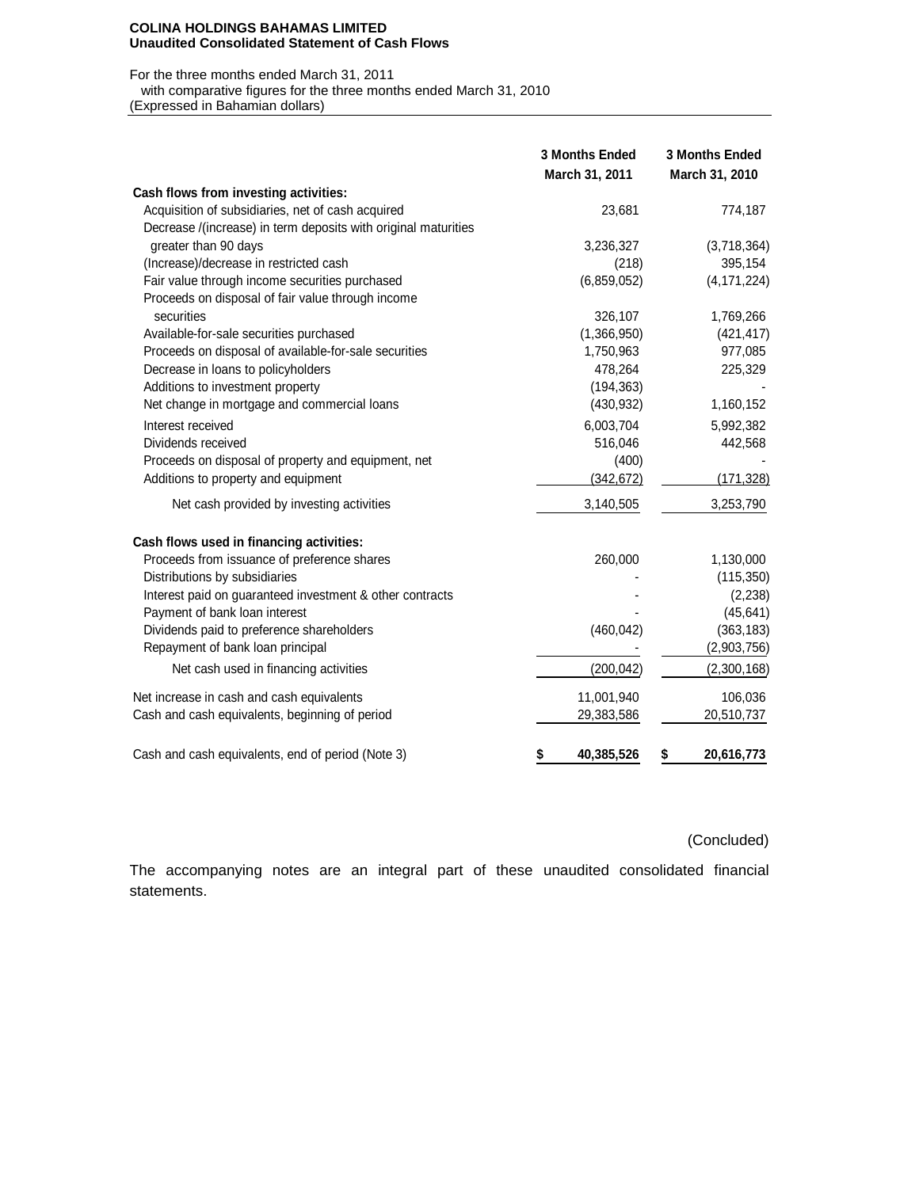**COLINA HOLDINGS BAHAMAS LIMITED**
**Unaudited Consolidated Statement of Cash Flows**

For the three months ended March 31, 2011
with comparative figures for the three months ended March 31, 2010
(Expressed in Bahamian dollars)

| | 3 Months Ended March 31, 2011 | 3 Months Ended March 31, 2010 |
|---|---|---|
| **Cash flows from investing activities:** | | |
| Acquisition of subsidiaries, net of cash acquired | 23,681 | 774,187 |
| Decrease /(increase) in term deposits with original maturities greater than 90 days | 3,236,327 | (3,718,364) |
| (Increase)/decrease in restricted cash | (218) | 395,154 |
| Fair value through income securities purchased | (6,859,052) | (4,171,224) |
| Proceeds on disposal of fair value through income securities | 326,107 | 1,769,266 |
| Available-for-sale securities purchased | (1,366,950) | (421,417) |
| Proceeds on disposal of available-for-sale securities | 1,750,963 | 977,085 |
| Decrease in loans to policyholders | 478,264 | 225,329 |
| Additions to investment property | (194,363) | - |
| Net change in mortgage and commercial loans | (430,932) | 1,160,152 |
| Interest received | 6,003,704 | 5,992,382 |
| Dividends received | 516,046 | 442,568 |
| Proceeds on disposal of property and equipment, net | (400) | - |
| Additions to property and equipment | (342,672) | (171,328) |
| Net cash provided by investing activities | 3,140,505 | 3,253,790 |
| **Cash flows used in financing activities:** | | |
| Proceeds from issuance of preference shares | 260,000 | 1,130,000 |
| Distributions by subsidiaries | - | (115,350) |
| Interest paid on guaranteed investment & other contracts | - | (2,238) |
| Payment of bank loan interest | - | (45,641) |
| Dividends paid to preference shareholders | (460,042) | (363,183) |
| Repayment of bank loan principal | - | (2,903,756) |
| Net cash used in financing activities | (200,042) | (2,300,168) |
| Net increase in cash and cash equivalents | 11,001,940 | 106,036 |
| Cash and cash equivalents, beginning of period | 29,383,586 | 20,510,737 |
| Cash and cash equivalents, end of period (Note 3) | **$ 40,385,526** | **$ 20,616,773** |

(Concluded)

The accompanying notes are an integral part of these unaudited consolidated financial statements.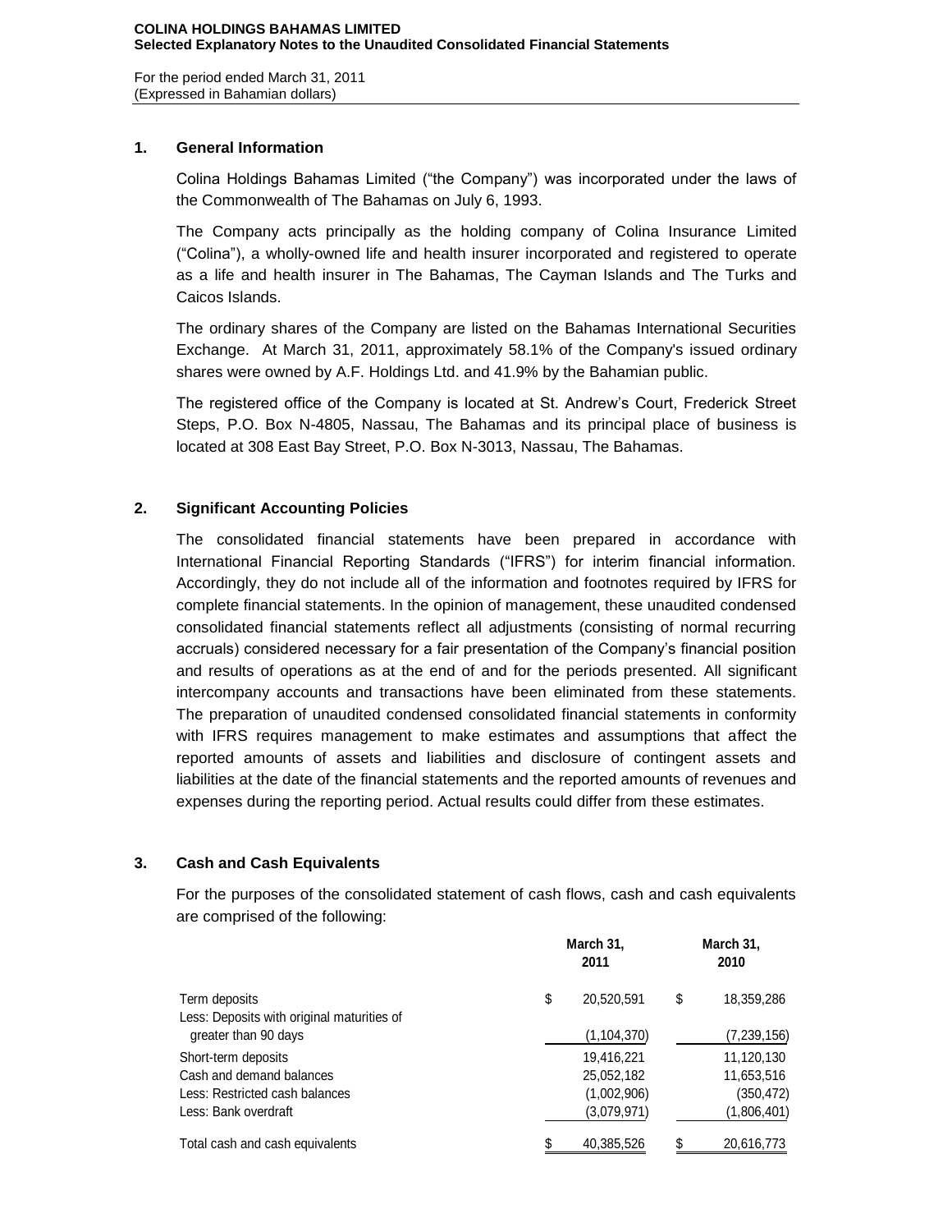**COLINA HOLDINGS BAHAMAS LIMITED**
**Selected Explanatory Notes to the Unaudited Consolidated Financial Statements**

For the period ended March 31, 2011
(Expressed in Bahamian dollars)

## 1. General Information

Colina Holdings Bahamas Limited ("the Company") was incorporated under the laws of the Commonwealth of The Bahamas on July 6, 1993.

The Company acts principally as the holding company of Colina Insurance Limited ("Colina"), a wholly-owned life and health insurer incorporated and registered to operate as a life and health insurer in The Bahamas, The Cayman Islands and The Turks and Caicos Islands.

The ordinary shares of the Company are listed on the Bahamas International Securities Exchange. At March 31, 2011, approximately 58.1% of the Company's issued ordinary shares were owned by A.F. Holdings Ltd. and 41.9% by the Bahamian public.

The registered office of the Company is located at St. Andrew's Court, Frederick Street Steps, P.O. Box N-4805, Nassau, The Bahamas and its principal place of business is located at 308 East Bay Street, P.O. Box N-3013, Nassau, The Bahamas.

## 2. Significant Accounting Policies

The consolidated financial statements have been prepared in accordance with International Financial Reporting Standards ("IFRS") for interim financial information. Accordingly, they do not include all of the information and footnotes required by IFRS for complete financial statements. In the opinion of management, these unaudited condensed consolidated financial statements reflect all adjustments (consisting of normal recurring accruals) considered necessary for a fair presentation of the Company's financial position and results of operations as at the end of and for the periods presented. All significant intercompany accounts and transactions have been eliminated from these statements. The preparation of unaudited condensed consolidated financial statements in conformity with IFRS requires management to make estimates and assumptions that affect the reported amounts of assets and liabilities and disclosure of contingent assets and liabilities at the date of the financial statements and the reported amounts of revenues and expenses during the reporting period. Actual results could differ from these estimates.

## 3. Cash and Cash Equivalents

For the purposes of the consolidated statement of cash flows, cash and cash equivalents are comprised of the following:

| | March 31, 2011 | March 31, 2010 |
|---|---|---|
| Term deposits | $ 20,520,591 | $ 18,359,286 |
| Less: Deposits with original maturities of greater than 90 days | (1,104,370) | (7,239,156) |
| Short-term deposits | 19,416,221 | 11,120,130 |
| Cash and demand balances | 25,052,182 | 11,653,516 |
| Less: Restricted cash balances | (1,002,906) | (350,472) |
| Less: Bank overdraft | (3,079,971) | (1,806,401) |
| Total cash and cash equivalents | $ 40,385,526 | $ 20,616,773 |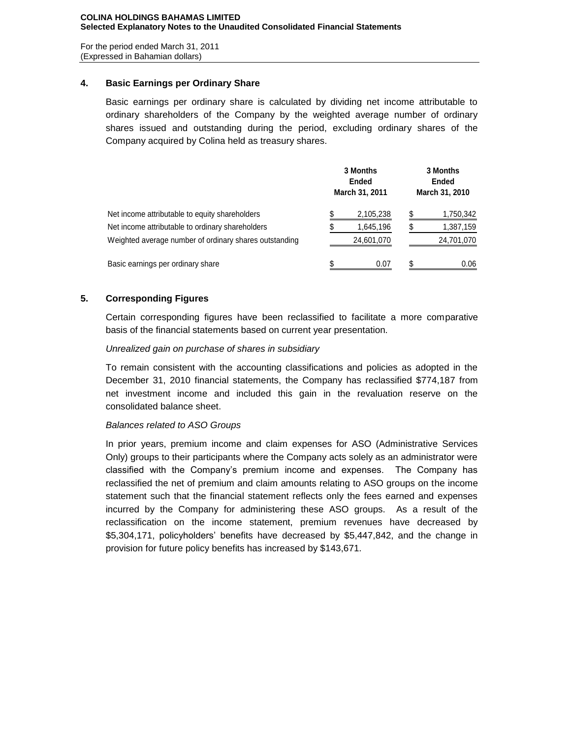# 4. Basic Earnings per Ordinary Share

Basic earnings per ordinary share is calculated by dividing net income attributable to ordinary shareholders of the Company by the weighted average number of ordinary shares issued and outstanding during the period, excluding ordinary shares of the Company acquired by Colina held as treasury shares.

| | 3 Months Ended March 31, 2011 | 3 Months Ended March 31, 2010 |
|---|---|---|
| Net income attributable to equity shareholders | $ 2,105,238 | $ 1,750,342 |
| Net income attributable to ordinary shareholders | $ 1,645,196 | $ 1,387,159 |
| Weighted average number of ordinary shares outstanding | 24,601,070 | 24,701,070 |
| Basic earnings per ordinary share | $ 0.07 | $ 0.06 |

# 5. Corresponding Figures

Certain corresponding figures have been reclassified to facilitate a more comparative basis of the financial statements based on current year presentation.

*Unrealized gain on purchase of shares in subsidiary*

To remain consistent with the accounting classifications and policies as adopted in the December 31, 2010 financial statements, the Company has reclassified $774,187 from net investment income and included this gain in the revaluation reserve on the consolidated balance sheet.

*Balances related to ASO Groups*

In prior years, premium income and claim expenses for ASO (Administrative Services Only) groups to their participants where the Company acts solely as an administrator were classified with the Company's premium income and expenses. The Company has reclassified the net of premium and claim amounts relating to ASO groups on the income statement such that the financial statement reflects only the fees earned and expenses incurred by the Company for administering these ASO groups. As a result of the reclassification on the income statement, premium revenues have decreased by $5,304,171, policyholders' benefits have decreased by $5,447,842, and the change in provision for future policy benefits has increased by $143,671.